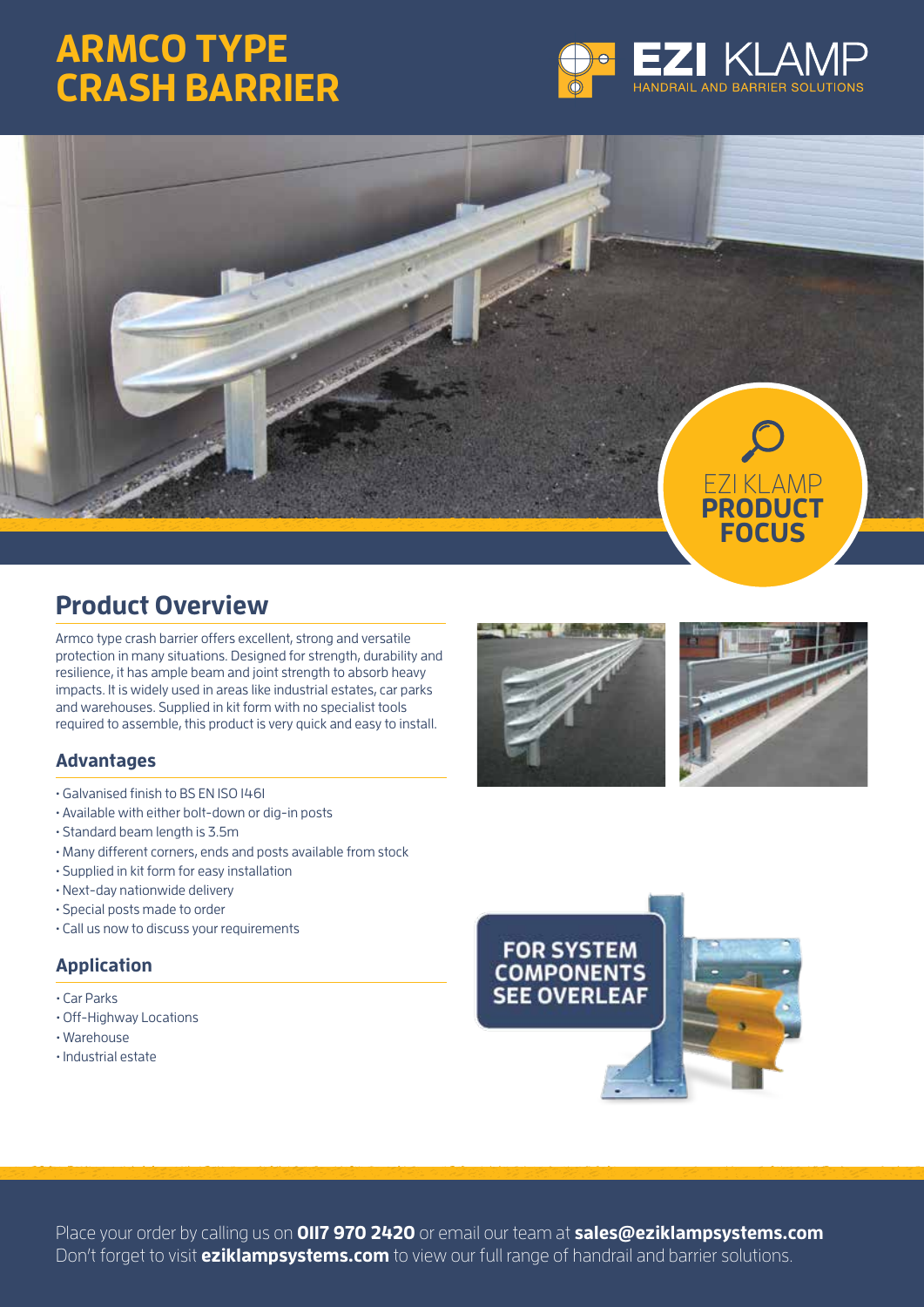# ARMCO TYPE CRASH BARRIER

EZI KLAMP
HANDRAIL AND BARRIER SOLUTIONS

EZI KLAMP **PRODUCT FOCUS**

## Product Overview

Armco type crash barrier offers excellent, strong and versatile protection in many situations. Designed for strength, durability and resilience, it has ample beam and joint strength to absorb heavy impacts. It is widely used in areas like industrial estates, car parks and warehouses. Supplied in kit form with no specialist tools required to assemble, this product is very quick and easy to install.

### Advantages

- Galvanised finish to BS EN ISO 1461
- Available with either bolt-down or dig-in posts
- Standard beam length is 3.5m
- Many different corners, ends and posts available from stock
- Supplied in kit form for easy installation
- Next-day nationwide delivery
- Special posts made to order
- Call us now to discuss your requirements

### Application

- Car Parks
- Off-Highway Locations
- Warehouse
- Industrial estate

**FOR SYSTEM COMPONENTS SEE OVERLEAF**

Place your order by calling us on **0117 970 2420** or email our team at **sales@eziklampsystems.com**
Don't forget to visit **eziklampsystems.com** to view our full range of handrail and barrier solutions.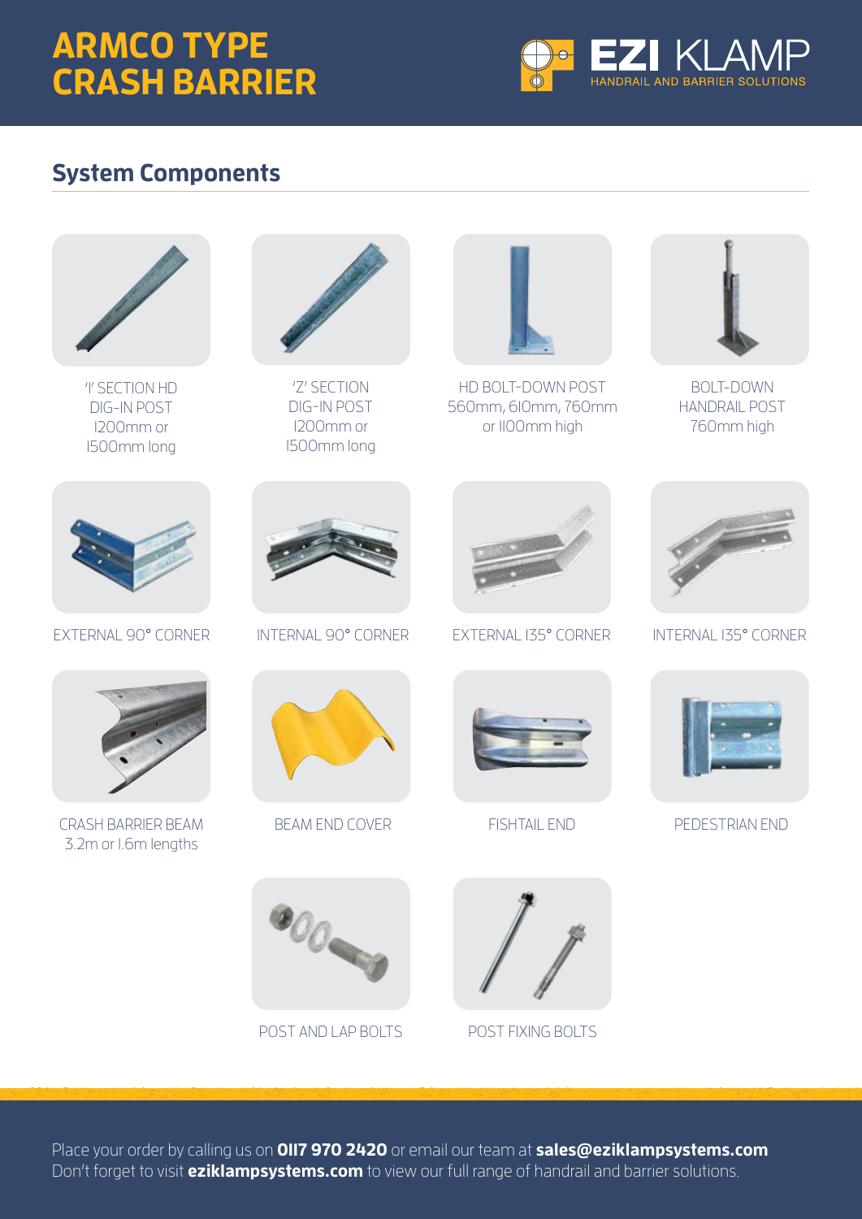# ARMCO TYPE CRASH BARRIER

EZI KLAMP
HANDRAIL AND BARRIER SOLUTIONS

## System Components

'I' SECTION HD DIG-IN POST
1200mm or 1500mm long

'Z' SECTION DIG-IN POST
1200mm or 1500mm long

HD BOLT-DOWN POST
560mm, 610mm, 760mm or 1100mm high

BOLT-DOWN HANDRAIL POST
760mm high

EXTERNAL 90° CORNER

INTERNAL 90° CORNER

EXTERNAL 135° CORNER

INTERNAL 135° CORNER

CRASH BARRIER BEAM
3.2m or 1.6m lengths

BEAM END COVER

FISHTAIL END

PEDESTRIAN END

POST AND LAP BOLTS

POST FIXING BOLTS

Place your order by calling us on **0117 970 2420** or email our team at **sales@eziklampsystems.com**
Don't forget to visit **eziklampsystems.com** to view our full range of handrail and barrier solutions.